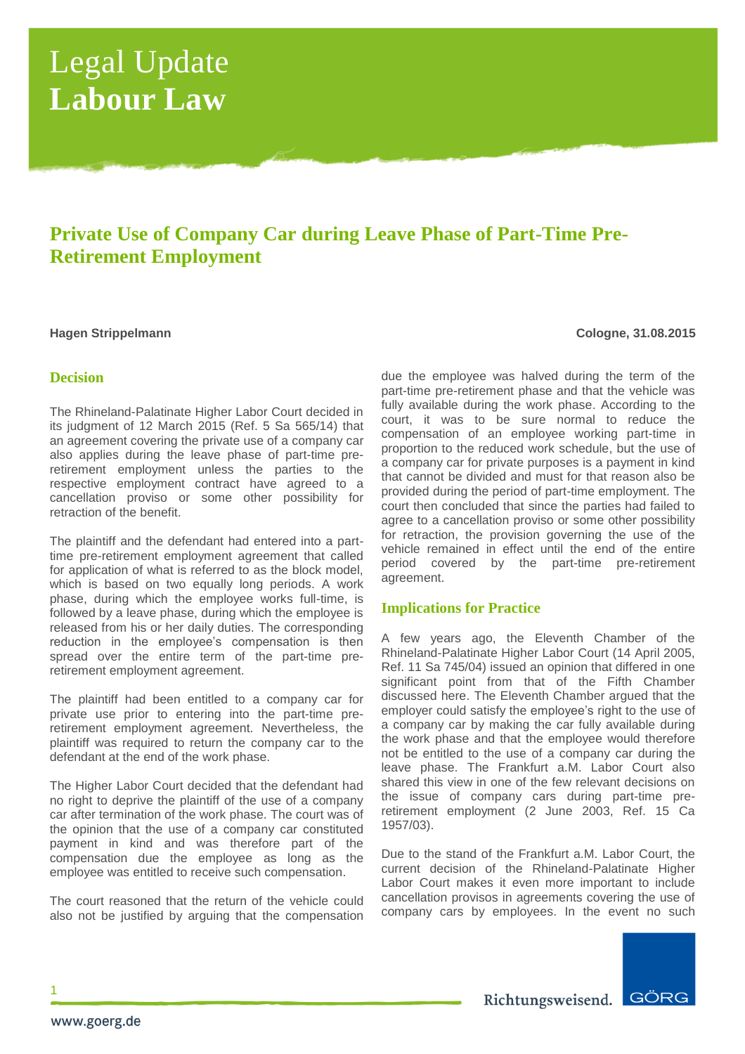# Legal Update
# Labour Law

## Private Use of Company Car during Leave Phase of Part-Time Pre-Retirement Employment

**Hagen Strippelmann** **Cologne, 31.08.2015**

### Decision

The Rhineland-Palatinate Higher Labor Court decided in its judgment of 12 March 2015 (Ref. 5 Sa 565/14) that an agreement covering the private use of a company car also applies during the leave phase of part-time pre-retirement employment unless the parties to the respective employment contract have agreed to a cancellation proviso or some other possibility for retraction of the benefit.

The plaintiff and the defendant had entered into a part-time pre-retirement employment agreement that called for application of what is referred to as the block model, which is based on two equally long periods. A work phase, during which the employee works full-time, is followed by a leave phase, during which the employee is released from his or her daily duties. The corresponding reduction in the employee's compensation is then spread over the entire term of the part-time pre-retirement employment agreement.

The plaintiff had been entitled to a company car for private use prior to entering into the part-time pre-retirement employment agreement. Nevertheless, the plaintiff was required to return the company car to the defendant at the end of the work phase.

The Higher Labor Court decided that the defendant had no right to deprive the plaintiff of the use of a company car after termination of the work phase. The court was of the opinion that the use of a company car constituted payment in kind and was therefore part of the compensation due the employee as long as the employee was entitled to receive such compensation.

The court reasoned that the return of the vehicle could also not be justified by arguing that the compensation due the employee was halved during the term of the part-time pre-retirement phase and that the vehicle was fully available during the work phase. According to the court, it was to be sure normal to reduce the compensation of an employee working part-time in proportion to the reduced work schedule, but the use of a company car for private purposes is a payment in kind that cannot be divided and must for that reason also be provided during the period of part-time employment. The court then concluded that since the parties had failed to agree to a cancellation proviso or some other possibility for retraction, the provision governing the use of the vehicle remained in effect until the end of the entire period covered by the part-time pre-retirement agreement.

### Implications for Practice

A few years ago, the Eleventh Chamber of the Rhineland-Palatinate Higher Labor Court (14 April 2005, Ref. 11 Sa 745/04) issued an opinion that differed in one significant point from that of the Fifth Chamber discussed here. The Eleventh Chamber argued that the employer could satisfy the employee's right to the use of a company car by making the car fully available during the work phase and that the employee would therefore not be entitled to the use of a company car during the leave phase. The Frankfurt a.M. Labor Court also shared this view in one of the few relevant decisions on the issue of company cars during part-time pre-retirement employment (2 June 2003, Ref. 15 Ca 1957/03).

Due to the stand of the Frankfurt a.M. Labor Court, the current decision of the Rhineland-Palatinate Higher Labor Court makes it even more important to include cancellation provisos in agreements covering the use of company cars by employees. In the event no such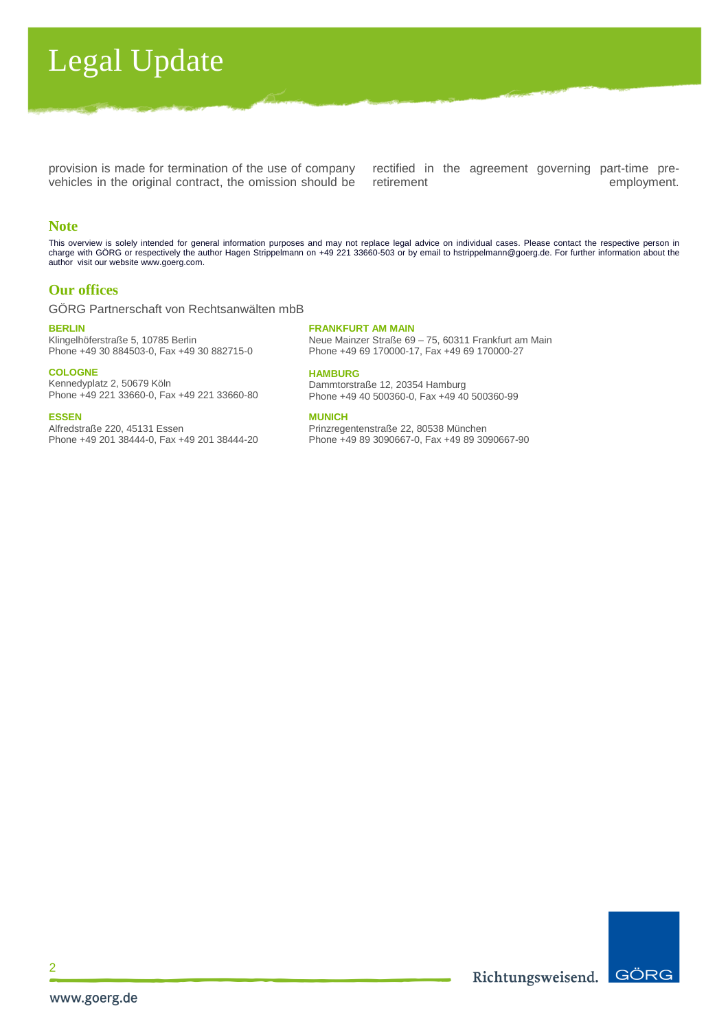provision is made for termination of the use of company vehicles in the original contract, the omission should be rectified in the agreement governing part-time pre-retirement employment.

## Note

This overview is solely intended for general information purposes and may not replace legal advice on individual cases. Please contact the respective person in charge with GÖRG or respectively the author Hagen Strippelmann on +49 221 33660-503 or by email to hstrippelmann@goerg.de. For further information about the author visit our website www.goerg.com.

## Our offices

GÖRG Partnerschaft von Rechtsanwälten mbB

**BERLIN**
Klingelhöferstraße 5, 10785 Berlin
Phone +49 30 884503-0, Fax +49 30 882715-0

**COLOGNE**
Kennedyplatz 2, 50679 Köln
Phone +49 221 33660-0, Fax +49 221 33660-80

**ESSEN**
Alfredstraße 220, 45131 Essen
Phone +49 201 38444-0, Fax +49 201 38444-20

**FRANKFURT AM MAIN**
Neue Mainzer Straße 69 – 75, 60311 Frankfurt am Main
Phone +49 69 170000-17, Fax +49 69 170000-27

**HAMBURG**
Dammtorstraße 12, 20354 Hamburg
Phone +49 40 500360-0, Fax +49 40 500360-99

**MUNICH**
Prinzregentenstraße 22, 80538 München
Phone +49 89 3090667-0, Fax +49 89 3090667-90

Richtungsweisend. GÖRG

www.goerg.de